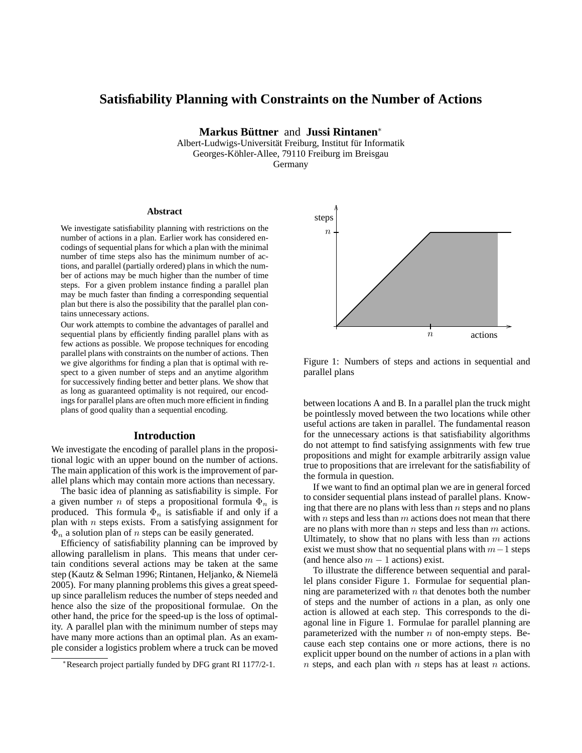# Satisfiability Planning with Constraints on the Number of Actions

**Markus Büttner** and **Jussi Rintanen***

Albert-Ludwigs-Universität Freiburg, Institut für Informatik
Georges-Köhler-Allee, 79110 Freiburg im Breisgau
Germany

### Abstract

We investigate satisfiability planning with restrictions on the number of actions in a plan. Earlier work has considered encodings of sequential plans for which a plan with the minimal number of time steps also has the minimum number of actions, and parallel (partially ordered) plans in which the number of actions may be much higher than the number of time steps. For a given problem instance finding a parallel plan may be much faster than finding a corresponding sequential plan but there is also the possibility that the parallel plan contains unnecessary actions.

Our work attempts to combine the advantages of parallel and sequential plans by efficiently finding parallel plans with as few actions as possible. We propose techniques for encoding parallel plans with constraints on the number of actions. Then we give algorithms for finding a plan that is optimal with respect to a given number of steps and an anytime algorithm for successively finding better and better plans. We show that as long as guaranteed optimality is not required, our encodings for parallel plans are often much more efficient in finding plans of good quality than a sequential encoding.

## Introduction

We investigate the encoding of parallel plans in the propositional logic with an upper bound on the number of actions. The main application of this work is the improvement of parallel plans which may contain more actions than necessary.

The basic idea of planning as satisfiability is simple. For a given number $n$ of steps a propositional formula $\Phi_n$ is produced. This formula $\Phi_n$ is satisfiable if and only if a plan with $n$ steps exists. From a satisfying assignment for $\Phi_n$ a solution plan of $n$ steps can be easily generated.

Efficiency of satisfiability planning can be improved by allowing parallelism in plans. This means that under certain conditions several actions may be taken at the same step (Kautz & Selman 1996; Rintanen, Heljanko, & Niemelä 2005). For many planning problems this gives a great speed-up since parallelism reduces the number of steps needed and hence also the size of the propositional formulae. On the other hand, the price for the speed-up is the loss of optimality. A parallel plan with the minimum number of steps may have many more actions than an optimal plan. As an example consider a logistics problem where a truck can be moved between locations A and B. In a parallel plan the truck might be pointlessly moved between the two locations while other useful actions are taken in parallel. The fundamental reason for the unnecessary actions is that satisfiability algorithms do not attempt to find satisfying assignments with few true propositions and might for example arbitrarily assign value true to propositions that are irrelevant for the satisfiability of the formula in question.

If we want to find an optimal plan we are in general forced to consider sequential plans instead of parallel plans. Knowing that there are no plans with less than $n$ steps and no plans with $n$ steps and less than $m$ actions does not mean that there are no plans with more than $n$ steps and less than $m$ actions. Ultimately, to show that no plans with less than $m$ actions exist we must show that no sequential plans with $m-1$ steps (and hence also $m-1$ actions) exist.

Figure 1: Numbers of steps and actions in sequential and parallel plans

To illustrate the difference between sequential and parallel plans consider Figure 1. Formulae for sequential planning are parameterized with $n$ that denotes both the number of steps and the number of actions in a plan, as only one action is allowed at each step. This corresponds to the diagonal line in Figure 1. Formulae for parallel planning are parameterized with the number $n$ of non-empty steps. Because each step contains one or more actions, there is no explicit upper bound on the number of actions in a plan with $n$ steps, and each plan with $n$ steps has at least $n$ actions.

*Research project partially funded by DFG grant RI 1177/2-1.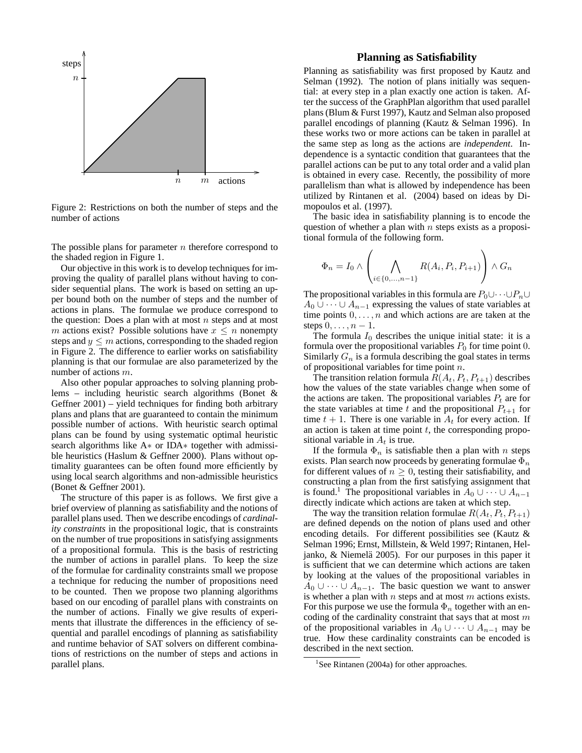Figure 2: Restrictions on both the number of steps and the number of actions

The possible plans for parameter $n$ therefore correspond to the shaded region in Figure 1.

Our objective in this work is to develop techniques for improving the quality of parallel plans without having to consider sequential plans. The work is based on setting an upper bound both on the number of steps and the number of actions in plans. The formulae we produce correspond to the question: Does a plan with at most $n$ steps and at most $m$ actions exist? Possible solutions have $x \leq n$ nonempty steps and $y \leq m$ actions, corresponding to the shaded region in Figure 2. The difference to earlier works on satisfiability planning is that our formulae are also parameterized by the number of actions $m$.

Also other popular approaches to solving planning problems – including heuristic search algorithms (Bonet & Geffner 2001) – yield techniques for finding both arbitrary plans and plans that are guaranteed to contain the minimum possible number of actions. With heuristic search optimal plans can be found by using systematic optimal heuristic search algorithms like A∗ or IDA∗ together with admissible heuristics (Haslum & Geffner 2000). Plans without optimality guarantees can be often found more efficiently by using local search algorithms and non-admissible heuristics (Bonet & Geffner 2001).

The structure of this paper is as follows. We first give a brief overview of planning as satisfiability and the notions of parallel plans used. Then we describe encodings of *cardinality constraints* in the propositional logic, that is constraints on the number of true propositions in satisfying assignments of a propositional formula. This is the basis of restricting the number of actions in parallel plans. To keep the size of the formulae for cardinality constraints small we propose a technique for reducing the number of propositions need to be counted. Then we propose two planning algorithms based on our encoding of parallel plans with constraints on the number of actions. Finally we give results of experiments that illustrate the differences in the efficiency of sequential and parallel encodings of planning as satisfiability and runtime behavior of SAT solvers on different combinations of restrictions on the number of steps and actions in parallel plans.

## Planning as Satisfiability

Planning as satisfiability was first proposed by Kautz and Selman (1992). The notion of plans initially was sequential: at every step in a plan exactly one action is taken. After the success of the GraphPlan algorithm that used parallel plans (Blum & Furst 1997), Kautz and Selman also proposed parallel encodings of planning (Kautz & Selman 1996). In these works two or more actions can be taken in parallel at the same step as long as the actions are *independent*. Independence is a syntactic condition that guarantees that the parallel actions can be put to any total order and a valid plan is obtained in every case. Recently, the possibility of more parallelism than what is allowed by independence has been utilized by Rintanen et al. (2004) based on ideas by Dimopoulos et al. (1997).

The basic idea in satisfiability planning is to encode the question of whether a plan with $n$ steps exists as a propositional formula of the following form.

$$\Phi_n = I_0 \wedge \left( \bigwedge_{i \in \{0,\ldots,n-1\}} R(A_i, P_i, P_{i+1}) \right) \wedge G_n$$

The propositional variables in this formula are $P_0 \cup \cdots \cup P_n \cup A_0 \cup \cdots \cup A_{n-1}$ expressing the values of state variables at time points $0, \ldots, n$ and which actions are are taken at the steps $0, \ldots, n-1$.

The formula $I_0$ describes the unique initial state: it is a formula over the propositional variables $P_0$ for time point 0. Similarly $G_n$ is a formula describing the goal states in terms of propositional variables for time point $n$.

The transition relation formula $R(A_t, P_t, P_{t+1})$ describes how the values of the state variables change when some of the actions are taken. The propositional variables $P_t$ are for the state variables at time $t$ and the propositional $P_{t+1}$ for time $t + 1$. There is one variable in $A_t$ for every action. If an action is taken at time point $t$, the corresponding propositional variable in $A_t$ is true.

If the formula $\Phi_n$ is satisfiable then a plan with $n$ steps exists. Plan search now proceeds by generating formulae $\Phi_n$ for different values of $n \geq 0$, testing their satisfiability, and constructing a plan from the first satisfying assignment that is found.[1] The propositional variables in $A_0 \cup \cdots \cup A_{n-1}$ directly indicate which actions are taken at which step.

The way the transition relation formulae $R(A_t, P_t, P_{t+1})$ are defined depends on the notion of plans used and other encoding details. For different possibilities see (Kautz & Selman 1996; Ernst, Millstein, & Weld 1997; Rintanen, Heljanko, & Niemelä 2005). For our purposes in this paper it is sufficient that we can determine which actions are taken by looking at the values of the propositional variables in $A_0 \cup \cdots \cup A_{n-1}$. The basic question we want to answer is whether a plan with $n$ steps and at most $m$ actions exists. For this purpose we use the formula $\Phi_n$ together with an encoding of the cardinality constraint that says that at most $m$ of the propositional variables in $A_0 \cup \cdots \cup A_{n-1}$ may be true. How these cardinality constraints can be encoded is described in the next section.

[1] See Rintanen (2004a) for other approaches.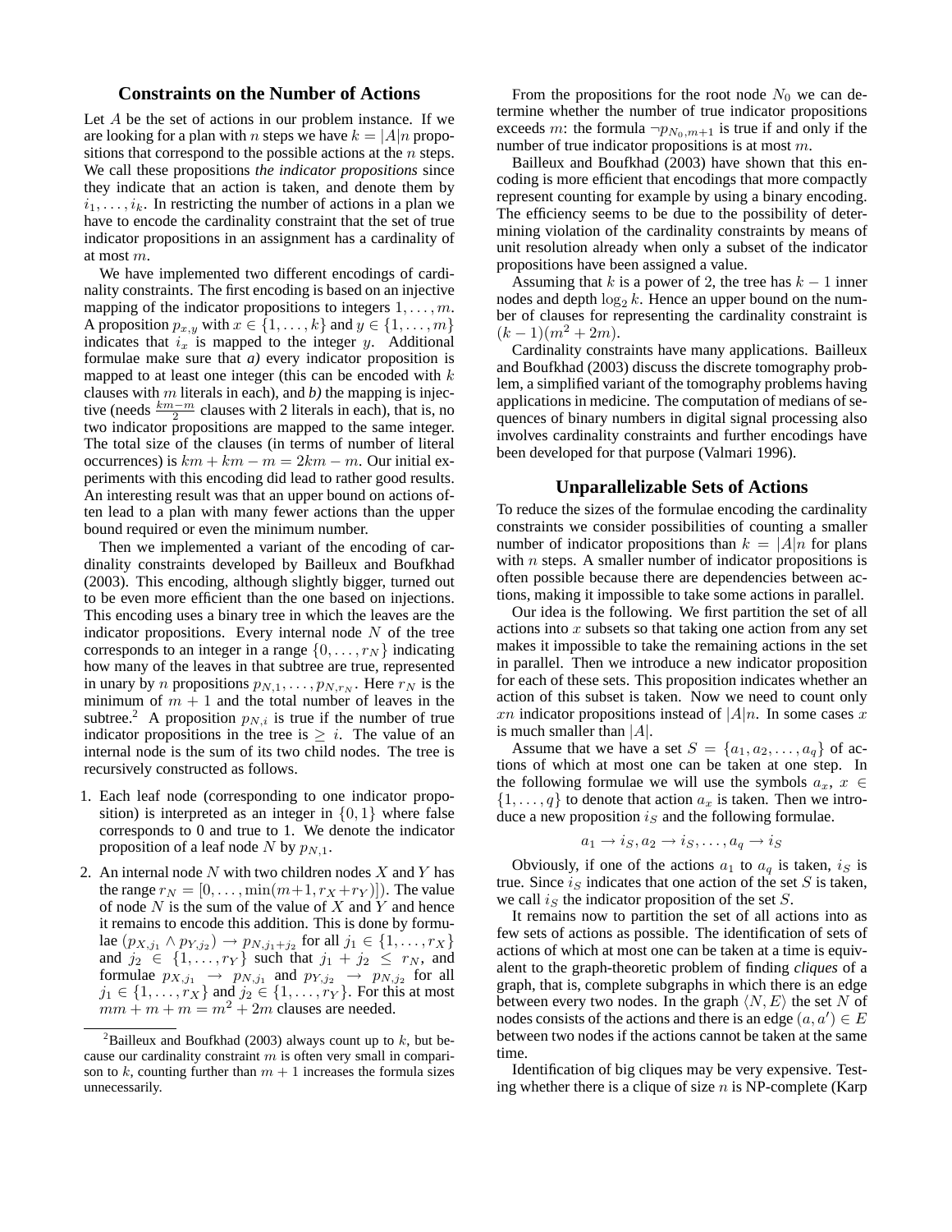## Constraints on the Number of Actions

Let $A$ be the set of actions in our problem instance. If we are looking for a plan with $n$ steps we have $k = |A|n$ propositions that correspond to the possible actions at the $n$ steps. We call these propositions *the indicator propositions* since they indicate that an action is taken, and denote them by $i_1, \ldots, i_k$. In restricting the number of actions in a plan we have to encode the cardinality constraint that the set of true indicator propositions in an assignment has a cardinality of at most $m$.

We have implemented two different encodings of cardinality constraints. The first encoding is based on an injective mapping of the indicator propositions to integers $1, \ldots, m$. A proposition $p_{x,y}$ with $x \in \{1, \ldots, k\}$ and $y \in \{1, \ldots, m\}$ indicates that $i_x$ is mapped to the integer $y$. Additional formulae make sure that *a)* every indicator proposition is mapped to at least one integer (this can be encoded with $k$ clauses with $m$ literals in each), and *b)* the mapping is injective (needs $\frac{km-m}{2}$ clauses with 2 literals in each), that is, no two indicator propositions are mapped to the same integer. The total size of the clauses (in terms of number of literal occurrences) is $km + km - m = 2km - m$. Our initial experiments with this encoding did lead to rather good results. An interesting result was that an upper bound on actions often lead to a plan with many fewer actions than the upper bound required or even the minimum number.

Then we implemented a variant of the encoding of cardinality constraints developed by Bailleux and Boufkhad (2003). This encoding, although slightly bigger, turned out to be even more efficient than the one based on injections. This encoding uses a binary tree in which the leaves are the indicator propositions. Every internal node $N$ of the tree corresponds to an integer in a range $\{0, \ldots, r_N\}$ indicating how many of the leaves in that subtree are true, represented in unary by $n$ propositions $p_{N,1}, \ldots, p_{N,r_N}$. Here $r_N$ is the minimum of $m + 1$ and the total number of leaves in the subtree.[2] A proposition $p_{N,i}$ is true if the number of true indicator propositions in the tree is $\geq i$. The value of an internal node is the sum of its two child nodes. The tree is recursively constructed as follows.

1. Each leaf node (corresponding to one indicator proposition) is interpreted as an integer in $\{0, 1\}$ where false corresponds to 0 and true to 1. We denote the indicator proposition of a leaf node $N$ by $p_{N,1}$.
2. An internal node $N$ with two children nodes $X$ and $Y$ has the range $r_N = [0, \ldots, \min(m+1, r_X + r_Y)]$). The value of node $N$ is the sum of the value of $X$ and $Y$ and hence it remains to encode this addition. This is done by formulae $(p_{X,j_1} \wedge p_{Y,j_2}) \rightarrow p_{N,j_1+j_2}$ for all $j_1 \in \{1, \ldots, r_X\}$ and $j_2 \in \{1, \ldots, r_Y\}$ such that $j_1 + j_2 \leq r_N$, and formulae $p_{X,j_1} \rightarrow p_{N,j_1}$ and $p_{Y,j_2} \rightarrow p_{N,j_2}$ for all $j_1 \in \{1, \ldots, r_X\}$ and $j_2 \in \{1, \ldots, r_Y\}$. For this at most $mm + m + m = m^2 + 2m$ clauses are needed.

[2] Bailleux and Boufkhad (2003) always count up to $k$, but because our cardinality constraint $m$ is often very small in comparison to $k$, counting further than $m + 1$ increases the formula sizes unnecessarily.

From the propositions for the root node $N_0$ we can determine whether the number of true indicator propositions exceeds $m$: the formula $\neg p_{N_0,m+1}$ is true if and only if the number of true indicator propositions is at most $m$.

Bailleux and Boufkhad (2003) have shown that this encoding is more efficient that encodings that more compactly represent counting for example by using a binary encoding. The efficiency seems to be due to the possibility of determining violation of the cardinality constraints by means of unit resolution already when only a subset of the indicator propositions have been assigned a value.

Assuming that $k$ is a power of 2, the tree has $k - 1$ inner nodes and depth $\log_2 k$. Hence an upper bound on the number of clauses for representing the cardinality constraint is $(k - 1)(m^2 + 2m)$.

Cardinality constraints have many applications. Bailleux and Boufkhad (2003) discuss the discrete tomography problem, a simplified variant of the tomography problems having applications in medicine. The computation of medians of sequences of binary numbers in digital signal processing also involves cardinality constraints and further encodings have been developed for that purpose (Valmari 1996).

## Unparallelizable Sets of Actions

To reduce the sizes of the formulae encoding the cardinality constraints we consider possibilities of counting a smaller number of indicator propositions than $k = |A|n$ for plans with $n$ steps. A smaller number of indicator propositions is often possible because there are dependencies between actions, making it impossible to take some actions in parallel.

Our idea is the following. We first partition the set of all actions into $x$ subsets so that taking one action from any set makes it impossible to take the remaining actions in the set in parallel. Then we introduce a new indicator proposition for each of these sets. This proposition indicates whether an action of this subset is taken. Now we need to count only $xn$ indicator propositions instead of $|A|n$. In some cases $x$ is much smaller than $|A|$.

Assume that we have a set $S = \{a_1, a_2, \ldots, a_q\}$ of actions of which at most one can be taken at one step. In the following formulae we will use the symbols $a_x$, $x \in \{1, \ldots, q\}$ to denote that action $a_x$ is taken. Then we introduce a new proposition $i_S$ and the following formulae.

$$a_1 \rightarrow i_S, a_2 \rightarrow i_S, \ldots, a_q \rightarrow i_S$$

Obviously, if one of the actions $a_1$ to $a_q$ is taken, $i_S$ is true. Since $i_S$ indicates that one action of the set $S$ is taken, we call $i_S$ the indicator proposition of the set $S$.

It remains now to partition the set of all actions into as few sets of actions as possible. The identification of sets of actions of which at most one can be taken at a time is equivalent to the graph-theoretic problem of finding *cliques* of a graph, that is, complete subgraphs in which there is an edge between every two nodes. In the graph $\langle N, E \rangle$ the set $N$ of nodes consists of the actions and there is an edge $(a, a') \in E$ between two nodes if the actions cannot be taken at the same time.

Identification of big cliques may be very expensive. Testing whether there is a clique of size $n$ is NP-complete (Karp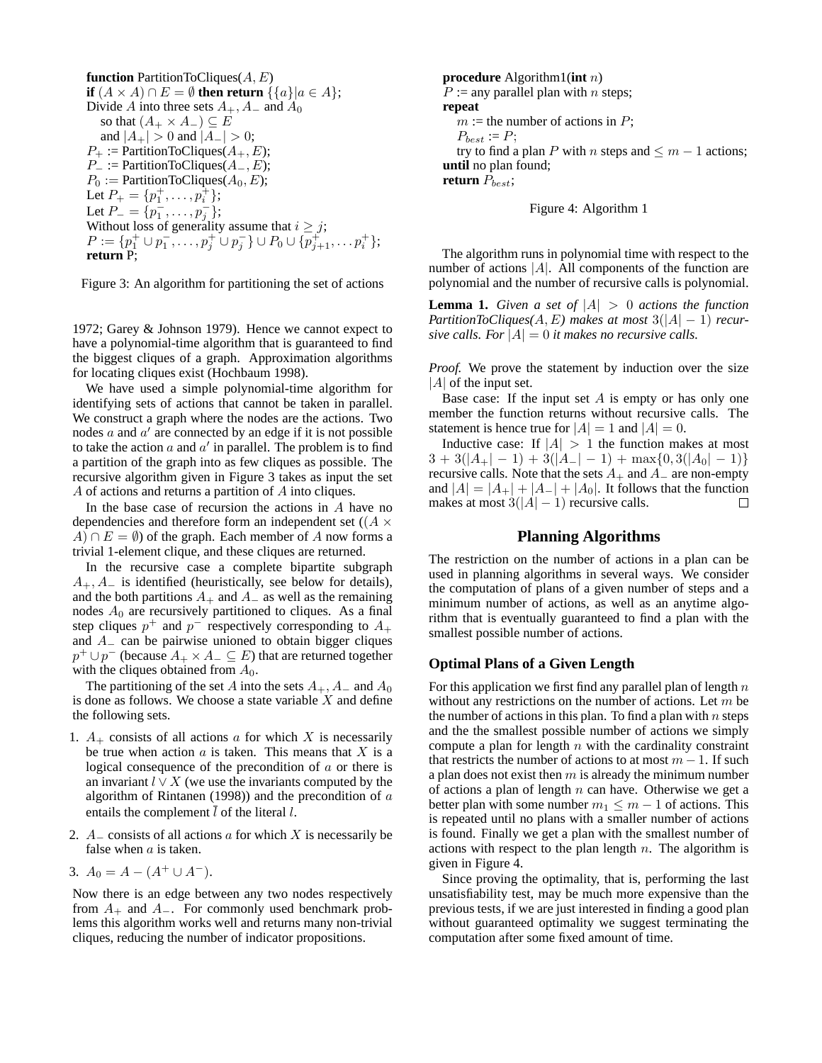```
function PartitionToCliques(A, E)
if (A × A) ∩ E = ∅ then return {{a}|a ∈ A};
Divide A into three sets A+, A− and A0
    so that (A+ × A−) ⊆ E
    and |A+| > 0 and |A−| > 0;
P+ := PartitionToCliques(A+, E);
P− := PartitionToCliques(A−, E);
P0 := PartitionToCliques(A0, E);
Let P+ = {p1+, ..., pi+};
Let P− = {p1−, ..., pj−};
Without loss of generality assume that i ≥ j;
P := {p1+ ∪ p1−, ..., pj+ ∪ pj−} ∪ P0 ∪ {p(j+1)+, ... pi+};
return P;
```

Figure 3: An algorithm for partitioning the set of actions

1972; Garey & Johnson 1979). Hence we cannot expect to have a polynomial-time algorithm that is guaranteed to find the biggest cliques of a graph. Approximation algorithms for locating cliques exist (Hochbaum 1998).

We have used a simple polynomial-time algorithm for identifying sets of actions that cannot be taken in parallel. We construct a graph where the nodes are the actions. Two nodes $a$ and $a'$ are connected by an edge if it is not possible to take the action $a$ and $a'$ in parallel. The problem is to find a partition of the graph into as few cliques as possible. The recursive algorithm given in Figure 3 takes as input the set $A$ of actions and returns a partition of $A$ into cliques.

In the base case of recursion the actions in $A$ have no dependencies and therefore form an independent set ($(A \times A) \cap E = \emptyset$) of the graph. Each member of $A$ now forms a trivial 1-element clique, and these cliques are returned.

In the recursive case a complete bipartite subgraph $A_+, A_-$ is identified (heuristically, see below for details), and the both partitions $A_+$ and $A_-$ as well as the remaining nodes $A_0$ are recursively partitioned to cliques. As a final step cliques $p^+$ and $p^-$ respectively corresponding to $A_+$ and $A_-$ can be pairwise unioned to obtain bigger cliques $p^+ \cup p^-$ (because $A_+ \times A_- \subseteq E$) that are returned together with the cliques obtained from $A_0$.

The partitioning of the set $A$ into the sets $A_+, A_-$ and $A_0$ is done as follows. We choose a state variable $X$ and define the following sets.

1. $A_+$ consists of all actions $a$ for which $X$ is necessarily be true when action $a$ is taken. This means that $X$ is a logical consequence of the precondition of $a$ or there is an invariant $l \vee X$ (we use the invariants computed by the algorithm of Rintanen (1998)) and the precondition of $a$ entails the complement $\bar{l}$ of the literal $l$.
2. $A_-$ consists of all actions $a$ for which $X$ is necessarily be false when $a$ is taken.
3. $A_0 = A - (A^+ \cup A^-)$.

Now there is an edge between any two nodes respectively from $A_+$ and $A_-$. For commonly used benchmark problems this algorithm works well and returns many non-trivial cliques, reducing the number of indicator propositions.

```
procedure Algorithm1(int n)
P := any parallel plan with n steps;
repeat
    m := the number of actions in P;
    P_best := P;
    try to find a plan P with n steps and ≤ m − 1 actions;
until no plan found;
return P_best;
```

Figure 4: Algorithm 1

The algorithm runs in polynomial time with respect to the number of actions $|A|$. All components of the function are polynomial and the number of recursive calls is polynomial.

**Lemma 1.** *Given a set of $|A| > 0$ actions the function PartitionToCliques(A, E) makes at most $3(|A|-1)$ recursive calls. For $|A| = 0$ it makes no recursive calls.*

*Proof.* We prove the statement by induction over the size $|A|$ of the input set.

Base case: If the input set $A$ is empty or has only one member the function returns without recursive calls. The statement is hence true for $|A| = 1$ and $|A| = 0$.

Inductive case: If $|A| > 1$ the function makes at most $3 + 3(|A_+| - 1) + 3(|A_-| - 1) + \max\{0, 3(|A_0| - 1)\}$ recursive calls. Note that the sets $A_+$ and $A_-$ are non-empty and $|A| = |A_+| + |A_-| + |A_0|$. It follows that the function makes at most $3(|A| - 1)$ recursive calls. □

## Planning Algorithms

The restriction on the number of actions in a plan can be used in planning algorithms in several ways. We consider the computation of plans of a given number of steps and a minimum number of actions, as well as an anytime algorithm that is eventually guaranteed to find a plan with the smallest possible number of actions.

### Optimal Plans of a Given Length

For this application we first find any parallel plan of length $n$ without any restrictions on the number of actions. Let $m$ be the number of actions in this plan. To find a plan with $n$ steps and the the smallest possible number of actions we simply compute a plan for length $n$ with the cardinality constraint that restricts the number of actions to at most $m - 1$. If such a plan does not exist then $m$ is already the minimum number of actions a plan of length $n$ can have. Otherwise we get a better plan with some number $m_1 \leq m - 1$ of actions. This is repeated until no plans with a smaller number of actions is found. Finally we get a plan with the smallest number of actions with respect to the plan length $n$. The algorithm is given in Figure 4.

Since proving the optimality, that is, performing the last unsatisfiability test, may be much more expensive than the previous tests, if we are just interested in finding a good plan without guaranteed optimality we suggest terminating the computation after some fixed amount of time.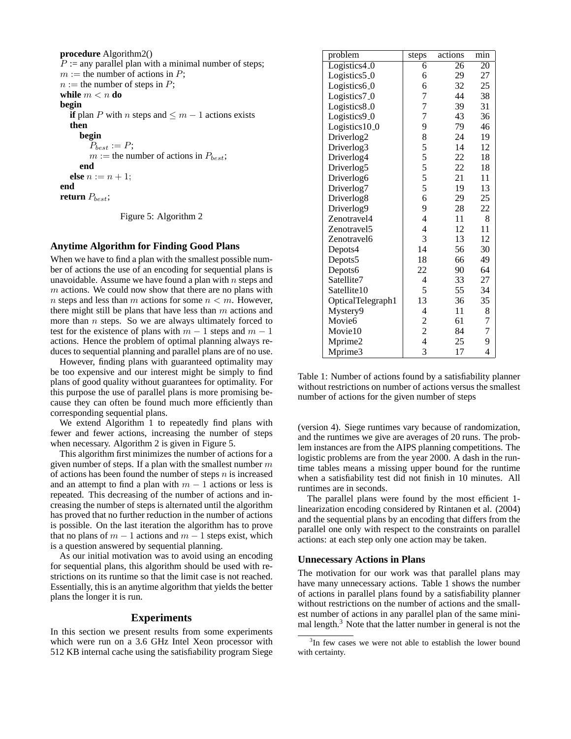```
procedure Algorithm2()
P := any parallel plan with a minimal number of steps;
m := the number of actions in P;
n := the number of steps in P;
while m < n do
begin
  if plan P with n steps and ≤ m − 1 actions exists
  then
    begin
      P_best := P;
      m := the number of actions in P_best;
    end
  else n := n + 1;
end
return P_best;
```

Figure 5: Algorithm 2

### Anytime Algorithm for Finding Good Plans

When we have to find a plan with the smallest possible number of actions the use of an encoding for sequential plans is unavoidable. Assume we have found a plan with $n$ steps and $m$ actions. We could now show that there are no plans with $n$ steps and less than $m$ actions for some $n < m$. However, there might still be plans that have less than $m$ actions and more than $n$ steps. So we are always ultimately forced to test for the existence of plans with $m - 1$ steps and $m - 1$ actions. Hence the problem of optimal planning always reduces to sequential planning and parallel plans are of no use.

However, finding plans with guaranteed optimality may be too expensive and our interest might be simply to find plans of good quality without guarantees for optimality. For this purpose the use of parallel plans is more promising because they can often be found much more efficiently than corresponding sequential plans.

We extend Algorithm 1 to repeatedly find plans with fewer and fewer actions, increasing the number of steps when necessary. Algorithm 2 is given in Figure 5.

This algorithm first minimizes the number of actions for a given number of steps. If a plan with the smallest number $m$ of actions has been found the number of steps $n$ is increased and an attempt to find a plan with $m - 1$ actions or less is repeated. This decreasing of the number of actions and increasing the number of steps is alternated until the algorithm has proved that no further reduction in the number of actions is possible. On the last iteration the algorithm has to prove that no plans of $m - 1$ actions and $m - 1$ steps exist, which is a question answered by sequential planning.

As our initial motivation was to avoid using an encoding for sequential plans, this algorithm should be used with restrictions on its runtime so that the limit case is not reached. Essentially, this is an anytime algorithm that yields the better plans the longer it is run.

## Experiments

In this section we present results from some experiments which were run on a 3.6 GHz Intel Xeon processor with 512 KB internal cache using the satisfiability program Siege (version 4). Siege runtimes vary because of randomization, and the runtimes we give are averages of 20 runs. The problem instances are from the AIPS planning competitions. The logistic problems are from the year 2000. A dash in the runtime tables means a missing upper bound for the runtime when a satisfiability test did not finish in 10 minutes. All runtimes are in seconds.

The parallel plans were found by the most efficient 1-linearization encoding considered by Rintanen et al. (2004) and the sequential plans by an encoding that differs from the parallel one only with respect to the constraints on parallel actions: at each step only one action may be taken.

| problem | steps | actions | min |
|---|---|---|---|
| Logistics4_0 | 6 | 26 | 20 |
| Logistics5_0 | 6 | 29 | 27 |
| Logistics6_0 | 6 | 32 | 25 |
| Logistics7_0 | 7 | 44 | 38 |
| Logistics8_0 | 7 | 39 | 31 |
| Logistics9_0 | 7 | 43 | 36 |
| Logistics10_0 | 9 | 79 | 46 |
| Driverlog2 | 8 | 24 | 19 |
| Driverlog3 | 5 | 14 | 12 |
| Driverlog4 | 5 | 22 | 18 |
| Driverlog5 | 5 | 22 | 18 |
| Driverlog6 | 5 | 21 | 11 |
| Driverlog7 | 5 | 19 | 13 |
| Driverlog8 | 6 | 29 | 25 |
| Driverlog9 | 9 | 28 | 22 |
| Zenotravel4 | 4 | 11 | 8 |
| Zenotravel5 | 4 | 12 | 11 |
| Zenotravel6 | 3 | 13 | 12 |
| Depots4 | 14 | 56 | 30 |
| Depots5 | 18 | 66 | 49 |
| Depots6 | 22 | 90 | 64 |
| Satellite7 | 4 | 33 | 27 |
| Satellite10 | 5 | 55 | 34 |
| OpticalTelegraph1 | 13 | 36 | 35 |
| Mystery9 | 4 | 11 | 8 |
| Movie6 | 2 | 61 | 7 |
| Movie10 | 2 | 84 | 7 |
| Mprime2 | 4 | 25 | 9 |
| Mprime3 | 3 | 17 | 4 |

Table 1: Number of actions found by a satisfiability planner without restrictions on number of actions versus the smallest number of actions for the given number of steps

### Unnecessary Actions in Plans

The motivation for our work was that parallel plans may have many unnecessary actions. Table 1 shows the number of actions in parallel plans found by a satisfiability planner without restrictions on the number of actions and the smallest number of actions in any parallel plan of the same minimal length.[3] Note that the latter number in general is not the

[3] In few cases we were not able to establish the lower bound with certainty.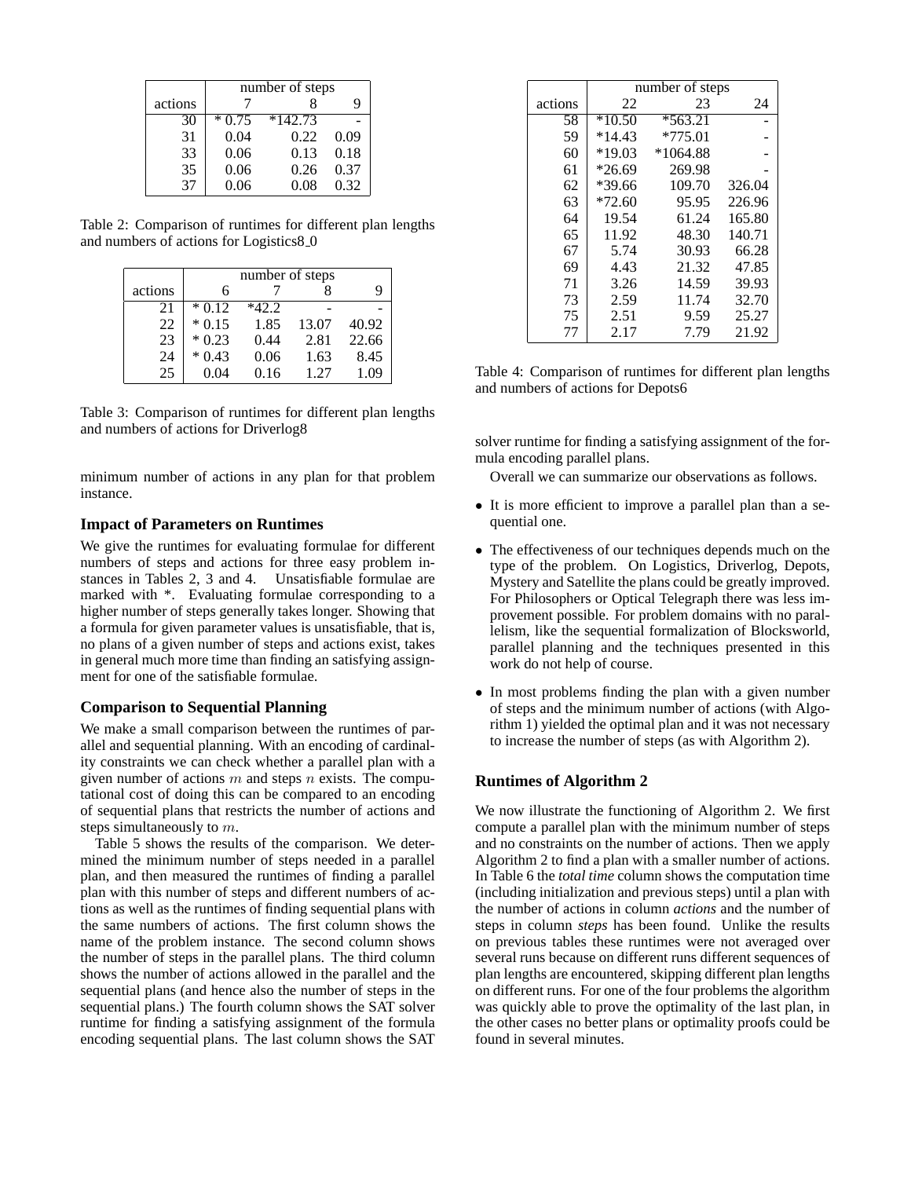| | number of steps | | |
|---|---|---|---|
| actions | 7 | 8 | 9 |
| 30 | * 0.75 | *142.73 | - |
| 31 | 0.04 | 0.22 | 0.09 |
| 33 | 0.06 | 0.13 | 0.18 |
| 35 | 0.06 | 0.26 | 0.37 |
| 37 | 0.06 | 0.08 | 0.32 |

Table 2: Comparison of runtimes for different plan lengths and numbers of actions for Logistics8_0

| | number of steps | | | |
|---|---|---|---|---|
| actions | 6 | 7 | 8 | 9 |
| 21 | * 0.12 | *42.2 | - | - |
| 22 | * 0.15 | 1.85 | 13.07 | 40.92 |
| 23 | * 0.23 | 0.44 | 2.81 | 22.66 |
| 24 | * 0.43 | 0.06 | 1.63 | 8.45 |
| 25 | 0.04 | 0.16 | 1.27 | 1.09 |

Table 3: Comparison of runtimes for different plan lengths and numbers of actions for Driverlog8

minimum number of actions in any plan for that problem instance.

### Impact of Parameters on Runtimes

We give the runtimes for evaluating formulae for different numbers of steps and actions for three easy problem instances in Tables 2, 3 and 4. Unsatisfiable formulae are marked with *. Evaluating formulae corresponding to a higher number of steps generally takes longer. Showing that a formula for given parameter values is unsatisfiable, that is, no plans of a given number of steps and actions exist, takes in general much more time than finding an satisfying assignment for one of the satisfiable formulae.

### Comparison to Sequential Planning

We make a small comparison between the runtimes of parallel and sequential planning. With an encoding of cardinality constraints we can check whether a parallel plan with a given number of actions $m$ and steps $n$ exists. The computational cost of doing this can be compared to an encoding of sequential plans that restricts the number of actions and steps simultaneously to $m$.

Table 5 shows the results of the comparison. We determined the minimum number of steps needed in a parallel plan, and then measured the runtimes of finding a parallel plan with this number of steps and different numbers of actions as well as the runtimes of finding sequential plans with the same numbers of actions. The first column shows the name of the problem instance. The second column shows the number of steps in the parallel plans. The third column shows the number of actions allowed in the parallel and the sequential plans (and hence also the number of steps in the sequential plans.) The fourth column shows the SAT solver runtime for finding a satisfying assignment of the formula encoding sequential plans. The last column shows the SAT solver runtime for finding a satisfying assignment of the formula encoding parallel plans.

| | number of steps | | |
|---|---|---|---|
| actions | 22 | 23 | 24 |
| 58 | *10.50 | *563.21 | - |
| 59 | *14.43 | *775.01 | - |
| 60 | *19.03 | *1064.88 | - |
| 61 | *26.69 | 269.98 | - |
| 62 | *39.66 | 109.70 | 326.04 |
| 63 | *72.60 | 95.95 | 226.96 |
| 64 | 19.54 | 61.24 | 165.80 |
| 65 | 11.92 | 48.30 | 140.71 |
| 67 | 5.74 | 30.93 | 66.28 |
| 69 | 4.43 | 21.32 | 47.85 |
| 71 | 3.26 | 14.59 | 39.93 |
| 73 | 2.59 | 11.74 | 32.70 |
| 75 | 2.51 | 9.59 | 25.27 |
| 77 | 2.17 | 7.79 | 21.92 |

Table 4: Comparison of runtimes for different plan lengths and numbers of actions for Depots6

Overall we can summarize our observations as follows.

- It is more efficient to improve a parallel plan than a sequential one.
- The effectiveness of our techniques depends much on the type of the problem. On Logistics, Driverlog, Depots, Mystery and Satellite the plans could be greatly improved. For Philosophers or Optical Telegraph there was less improvement possible. For problem domains with no parallelism, like the sequential formalization of Blocksworld, parallel planning and the techniques presented in this work do not help of course.
- In most problems finding the plan with a given number of steps and the minimum number of actions (with Algorithm 1) yielded the optimal plan and it was not necessary to increase the number of steps (as with Algorithm 2).

### Runtimes of Algorithm 2

We now illustrate the functioning of Algorithm 2. We first compute a parallel plan with the minimum number of steps and no constraints on the number of actions. Then we apply Algorithm 2 to find a plan with a smaller number of actions. In Table 6 the *total time* column shows the computation time (including initialization and previous steps) until a plan with the number of actions in column *actions* and the number of steps in column *steps* has been found. Unlike the results on previous tables these runtimes were not averaged over several runs because on different runs different sequences of plan lengths are encountered, skipping different plan lengths on different runs. For one of the four problems the algorithm was quickly able to prove the optimality of the last plan, in the other cases no better plans or optimality proofs could be found in several minutes.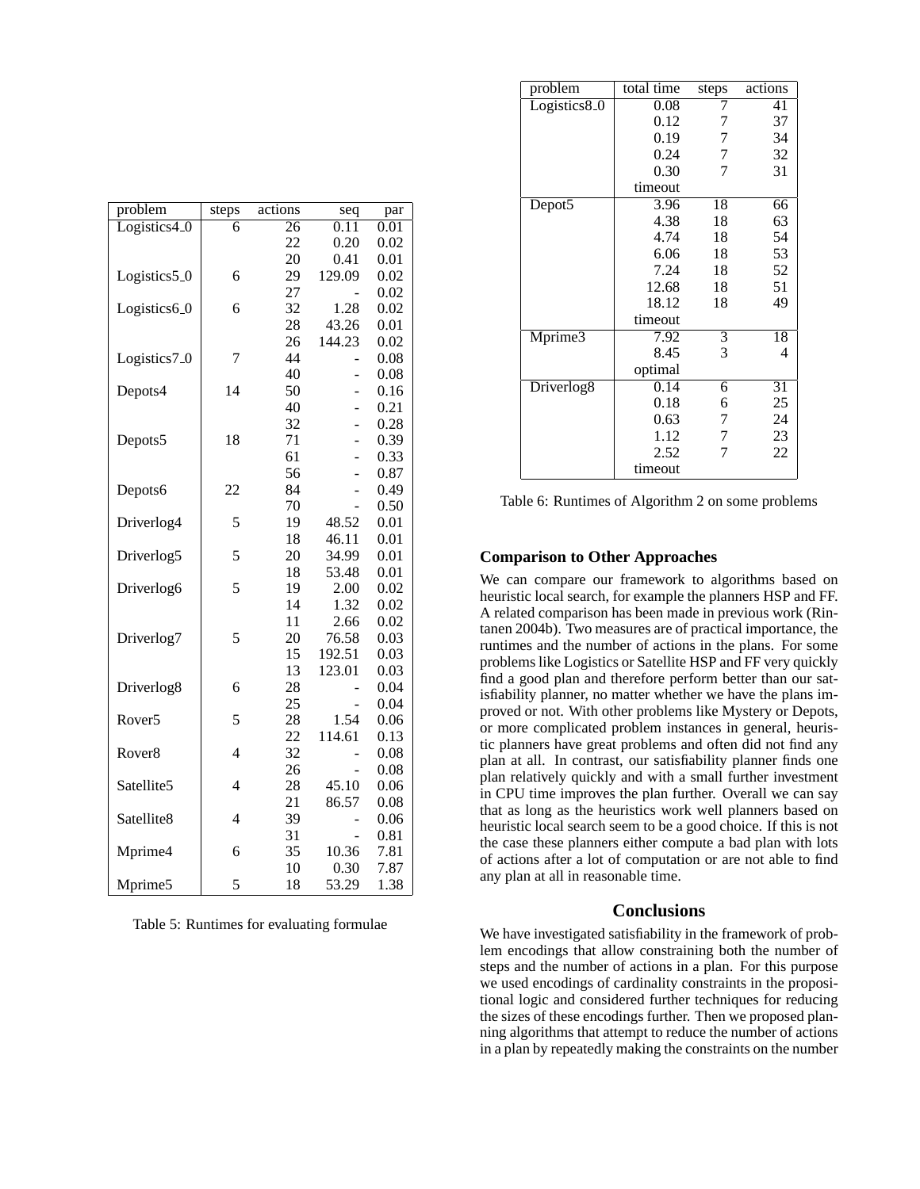| problem | steps | actions | seq | par |
|---|---|---|---|---|
| Logistics4_0 | 6 | 26 | 0.11 | 0.01 |
| | | 22 | 0.20 | 0.02 |
| | | 20 | 0.41 | 0.01 |
| Logistics5_0 | 6 | 29 | 129.09 | 0.02 |
| | | 27 | - | 0.02 |
| Logistics6_0 | 6 | 32 | 1.28 | 0.02 |
| | | 28 | 43.26 | 0.01 |
| | | 26 | 144.23 | 0.02 |
| Logistics7_0 | 7 | 44 | - | 0.08 |
| | | 40 | - | 0.08 |
| Depots4 | 14 | 50 | - | 0.16 |
| | | 40 | - | 0.21 |
| | | 32 | - | 0.28 |
| Depots5 | 18 | 71 | - | 0.39 |
| | | 61 | - | 0.33 |
| | | 56 | - | 0.87 |
| Depots6 | 22 | 84 | - | 0.49 |
| | | 70 | - | 0.50 |
| Driverlog4 | 5 | 19 | 48.52 | 0.01 |
| | | 18 | 46.11 | 0.01 |
| Driverlog5 | 5 | 20 | 34.99 | 0.01 |
| | | 18 | 53.48 | 0.01 |
| Driverlog6 | 5 | 19 | 2.00 | 0.02 |
| | | 14 | 1.32 | 0.02 |
| | | 11 | 2.66 | 0.02 |
| Driverlog7 | 5 | 20 | 76.58 | 0.03 |
| | | 15 | 192.51 | 0.03 |
| | | 13 | 123.01 | 0.03 |
| Driverlog8 | 6 | 28 | - | 0.04 |
| | | 25 | - | 0.04 |
| Rover5 | 5 | 28 | 1.54 | 0.06 |
| | | 22 | 114.61 | 0.13 |
| Rover8 | 4 | 32 | - | 0.08 |
| | | 26 | - | 0.08 |
| Satellite5 | 4 | 28 | 45.10 | 0.06 |
| | | 21 | 86.57 | 0.08 |
| Satellite8 | 4 | 39 | - | 0.06 |
| | | 31 | - | 0.81 |
| Mprime4 | 6 | 35 | 10.36 | 7.81 |
| | | 10 | 0.30 | 7.87 |
| Mprime5 | 5 | 18 | 53.29 | 1.38 |

Table 5: Runtimes for evaluating formulae

| problem | total time | steps | actions |
|---|---|---|---|
| Logistics8_0 | 0.08 | 7 | 41 |
| | 0.12 | 7 | 37 |
| | 0.19 | 7 | 34 |
| | 0.24 | 7 | 32 |
| | 0.30 | 7 | 31 |
| | timeout | | |
| Depot5 | 3.96 | 18 | 66 |
| | 4.38 | 18 | 63 |
| | 4.74 | 18 | 54 |
| | 6.06 | 18 | 53 |
| | 7.24 | 18 | 52 |
| | 12.68 | 18 | 51 |
| | 18.12 | 18 | 49 |
| | timeout | | |
| Mprime3 | 7.92 | 3 | 18 |
| | 8.45 | 3 | 4 |
| | optimal | | |
| Driverlog8 | 0.14 | 6 | 31 |
| | 0.18 | 6 | 25 |
| | 0.63 | 7 | 24 |
| | 1.12 | 7 | 23 |
| | 2.52 | 7 | 22 |
| | timeout | | |

Table 6: Runtimes of Algorithm 2 on some problems

### Comparison to Other Approaches

We can compare our framework to algorithms based on heuristic local search, for example the planners HSP and FF. A related comparison has been made in previous work (Rintanen 2004b). Two measures are of practical importance, the runtimes and the number of actions in the plans. For some problems like Logistics or Satellite HSP and FF very quickly find a good plan and therefore perform better than our satisfiability planner, no matter whether we have the plans improved or not. With other problems like Mystery or Depots, or more complicated problem instances in general, heuristic planners have great problems and often did not find any plan at all. In contrast, our satisfiability planner finds one plan relatively quickly and with a small further investment in CPU time improves the plan further. Overall we can say that as long as the heuristics work well planners based on heuristic local search seem to be a good choice. If this is not the case these planners either compute a bad plan with lots of actions after a lot of computation or are not able to find any plan at all in reasonable time.

## Conclusions

We have investigated satisfiability in the framework of problem encodings that allow constraining both the number of steps and the number of actions in a plan. For this purpose we used encodings of cardinality constraints in the propositional logic and considered further techniques for reducing the sizes of these encodings further. Then we proposed planning algorithms that attempt to reduce the number of actions in a plan by repeatedly making the constraints on the number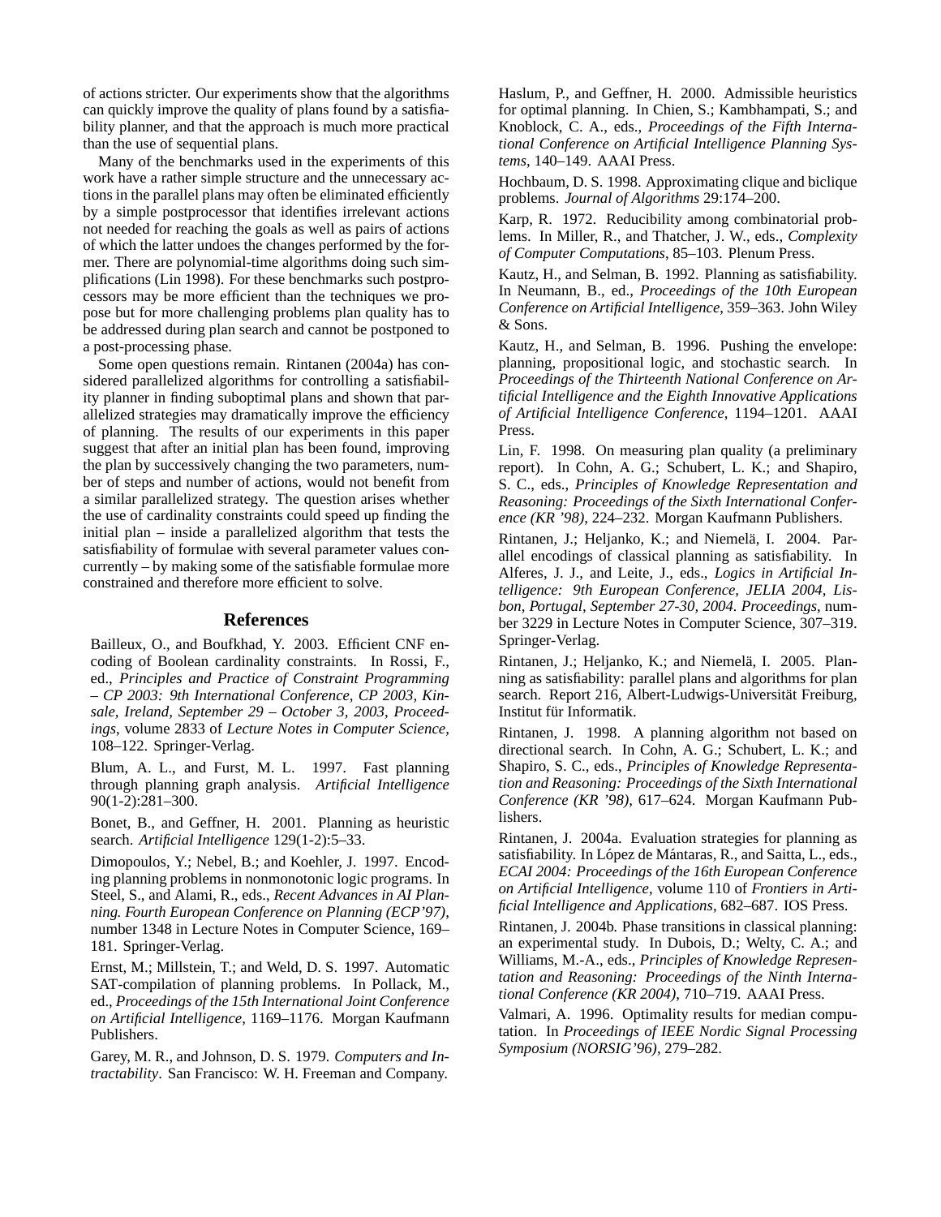of actions stricter. Our experiments show that the algorithms can quickly improve the quality of plans found by a satisfiability planner, and that the approach is much more practical than the use of sequential plans.

Many of the benchmarks used in the experiments of this work have a rather simple structure and the unnecessary actions in the parallel plans may often be eliminated efficiently by a simple postprocessor that identifies irrelevant actions not needed for reaching the goals as well as pairs of actions of which the latter undoes the changes performed by the former. There are polynomial-time algorithms doing such simplifications (Lin 1998). For these benchmarks such postprocessors may be more efficient than the techniques we propose but for more challenging problems plan quality has to be addressed during plan search and cannot be postponed to a post-processing phase.

Some open questions remain. Rintanen (2004a) has considered parallelized algorithms for controlling a satisfiability planner in finding suboptimal plans and shown that parallelized strategies may dramatically improve the efficiency of planning. The results of our experiments in this paper suggest that after an initial plan has been found, improving the plan by successively changing the two parameters, number of steps and number of actions, would not benefit from a similar parallelized strategy. The question arises whether the use of cardinality constraints could speed up finding the initial plan – inside a parallelized algorithm that tests the satisfiability of formulae with several parameter values concurrently – by making some of the satisfiable formulae more constrained and therefore more efficient to solve.

## References

Bailleux, O., and Boufkhad, Y. 2003. Efficient CNF encoding of Boolean cardinality constraints. In Rossi, F., ed., *Principles and Practice of Constraint Programming – CP 2003: 9th International Conference, CP 2003, Kinsale, Ireland, September 29 – October 3, 2003, Proceedings*, volume 2833 of *Lecture Notes in Computer Science*, 108–122. Springer-Verlag.

Blum, A. L., and Furst, M. L. 1997. Fast planning through planning graph analysis. *Artificial Intelligence* 90(1-2):281–300.

Bonet, B., and Geffner, H. 2001. Planning as heuristic search. *Artificial Intelligence* 129(1-2):5–33.

Dimopoulos, Y.; Nebel, B.; and Koehler, J. 1997. Encoding planning problems in nonmonotonic logic programs. In Steel, S., and Alami, R., eds., *Recent Advances in AI Planning. Fourth European Conference on Planning (ECP'97)*, number 1348 in Lecture Notes in Computer Science, 169–181. Springer-Verlag.

Ernst, M.; Millstein, T.; and Weld, D. S. 1997. Automatic SAT-compilation of planning problems. In Pollack, M., ed., *Proceedings of the 15th International Joint Conference on Artificial Intelligence*, 1169–1176. Morgan Kaufmann Publishers.

Garey, M. R., and Johnson, D. S. 1979. *Computers and Intractability*. San Francisco: W. H. Freeman and Company.

Haslum, P., and Geffner, H. 2000. Admissible heuristics for optimal planning. In Chien, S.; Kambhampati, S.; and Knoblock, C. A., eds., *Proceedings of the Fifth International Conference on Artificial Intelligence Planning Systems*, 140–149. AAAI Press.

Hochbaum, D. S. 1998. Approximating clique and biclique problems. *Journal of Algorithms* 29:174–200.

Karp, R. 1972. Reducibility among combinatorial problems. In Miller, R., and Thatcher, J. W., eds., *Complexity of Computer Computations*, 85–103. Plenum Press.

Kautz, H., and Selman, B. 1992. Planning as satisfiability. In Neumann, B., ed., *Proceedings of the 10th European Conference on Artificial Intelligence*, 359–363. John Wiley & Sons.

Kautz, H., and Selman, B. 1996. Pushing the envelope: planning, propositional logic, and stochastic search. In *Proceedings of the Thirteenth National Conference on Artificial Intelligence and the Eighth Innovative Applications of Artificial Intelligence Conference*, 1194–1201. AAAI Press.

Lin, F. 1998. On measuring plan quality (a preliminary report). In Cohn, A. G.; Schubert, L. K.; and Shapiro, S. C., eds., *Principles of Knowledge Representation and Reasoning: Proceedings of the Sixth International Conference (KR '98)*, 224–232. Morgan Kaufmann Publishers.

Rintanen, J.; Heljanko, K.; and Niemelä, I. 2004. Parallel encodings of classical planning as satisfiability. In Alferes, J. J., and Leite, J., eds., *Logics in Artificial Intelligence: 9th European Conference, JELIA 2004, Lisbon, Portugal, September 27-30, 2004. Proceedings*, number 3229 in Lecture Notes in Computer Science, 307–319. Springer-Verlag.

Rintanen, J.; Heljanko, K.; and Niemelä, I. 2005. Planning as satisfiability: parallel plans and algorithms for plan search. Report 216, Albert-Ludwigs-Universität Freiburg, Institut für Informatik.

Rintanen, J. 1998. A planning algorithm not based on directional search. In Cohn, A. G.; Schubert, L. K.; and Shapiro, S. C., eds., *Principles of Knowledge Representation and Reasoning: Proceedings of the Sixth International Conference (KR '98)*, 617–624. Morgan Kaufmann Publishers.

Rintanen, J. 2004a. Evaluation strategies for planning as satisfiability. In López de Mántaras, R., and Saitta, L., eds., *ECAI 2004: Proceedings of the 16th European Conference on Artificial Intelligence*, volume 110 of *Frontiers in Artificial Intelligence and Applications*, 682–687. IOS Press.

Rintanen, J. 2004b. Phase transitions in classical planning: an experimental study. In Dubois, D.; Welty, C. A.; and Williams, M.-A., eds., *Principles of Knowledge Representation and Reasoning: Proceedings of the Ninth International Conference (KR 2004)*, 710–719. AAAI Press.

Valmari, A. 1996. Optimality results for median computation. In *Proceedings of IEEE Nordic Signal Processing Symposium (NORSIG'96)*, 279–282.